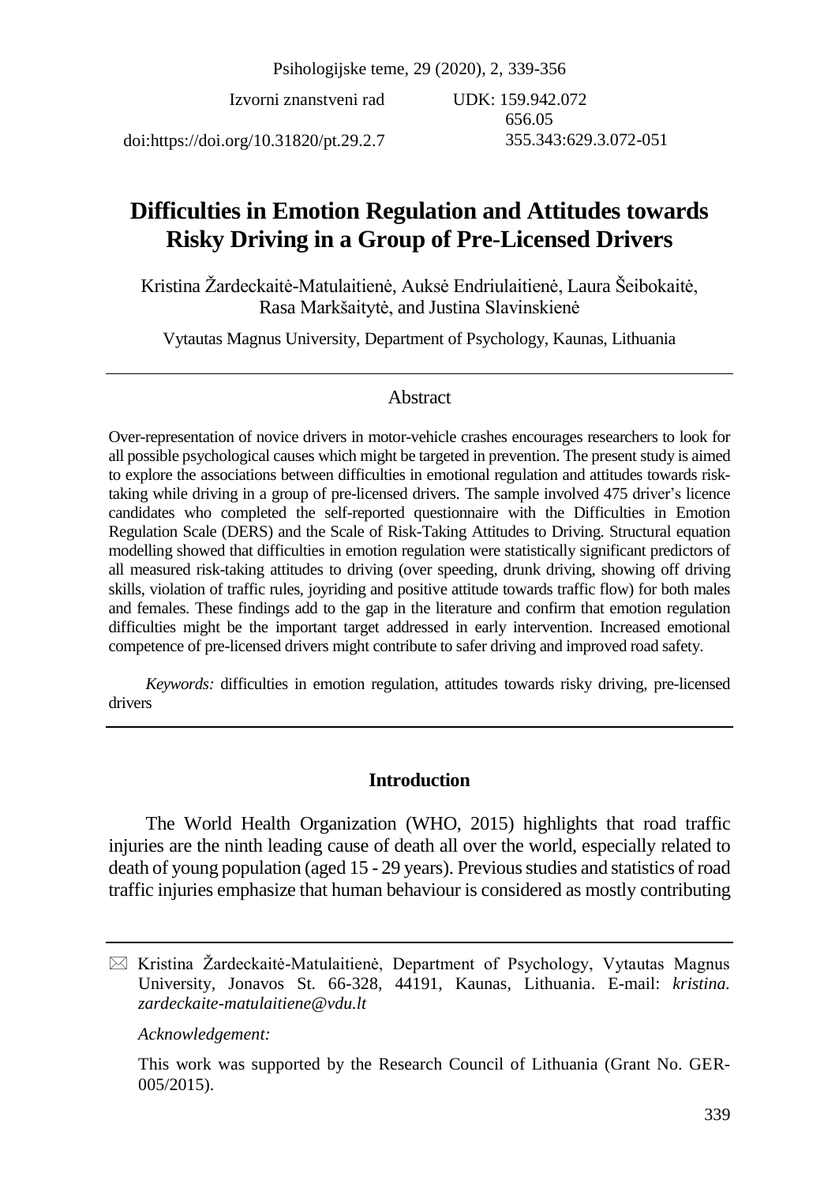Izvorni znanstveni rad

UDK: 159.942.072
656.05
355.343:629.3.072-051

doi:https://doi.org/10.31820/pt.29.2.7

# Difficulties in Emotion Regulation and Attitudes towards Risky Driving in a Group of Pre-Licensed Drivers

Kristina Žardeckaitė-Matulaitienė, Auksė Endriulaitienė, Laura Šeibokaitė, Rasa Markšaitytė, and Justina Slavinskienė

Vytautas Magnus University, Department of Psychology, Kaunas, Lithuania

## Abstract

Over-representation of novice drivers in motor-vehicle crashes encourages researchers to look for all possible psychological causes which might be targeted in prevention. The present study is aimed to explore the associations between difficulties in emotional regulation and attitudes towards risk-taking while driving in a group of pre-licensed drivers. The sample involved 475 driver's licence candidates who completed the self-reported questionnaire with the Difficulties in Emotion Regulation Scale (DERS) and the Scale of Risk-Taking Attitudes to Driving. Structural equation modelling showed that difficulties in emotion regulation were statistically significant predictors of all measured risk-taking attitudes to driving (over speeding, drunk driving, showing off driving skills, violation of traffic rules, joyriding and positive attitude towards traffic flow) for both males and females. These findings add to the gap in the literature and confirm that emotion regulation difficulties might be the important target addressed in early intervention. Increased emotional competence of pre-licensed drivers might contribute to safer driving and improved road safety.

*Keywords:* difficulties in emotion regulation, attitudes towards risky driving, pre-licensed drivers

## Introduction

The World Health Organization (WHO, 2015) highlights that road traffic injuries are the ninth leading cause of death all over the world, especially related to death of young population (aged 15 - 29 years). Previous studies and statistics of road traffic injuries emphasize that human behaviour is considered as mostly contributing

---

✉ Kristina Žardeckaitė-Matulaitienė, Department of Psychology, Vytautas Magnus University, Jonavos St. 66-328, 44191, Kaunas, Lithuania. E-mail: *kristina.zardeckaite-matulaitiene@vdu.lt*

*Acknowledgement:*

This work was supported by the Research Council of Lithuania (Grant No. GER-005/2015).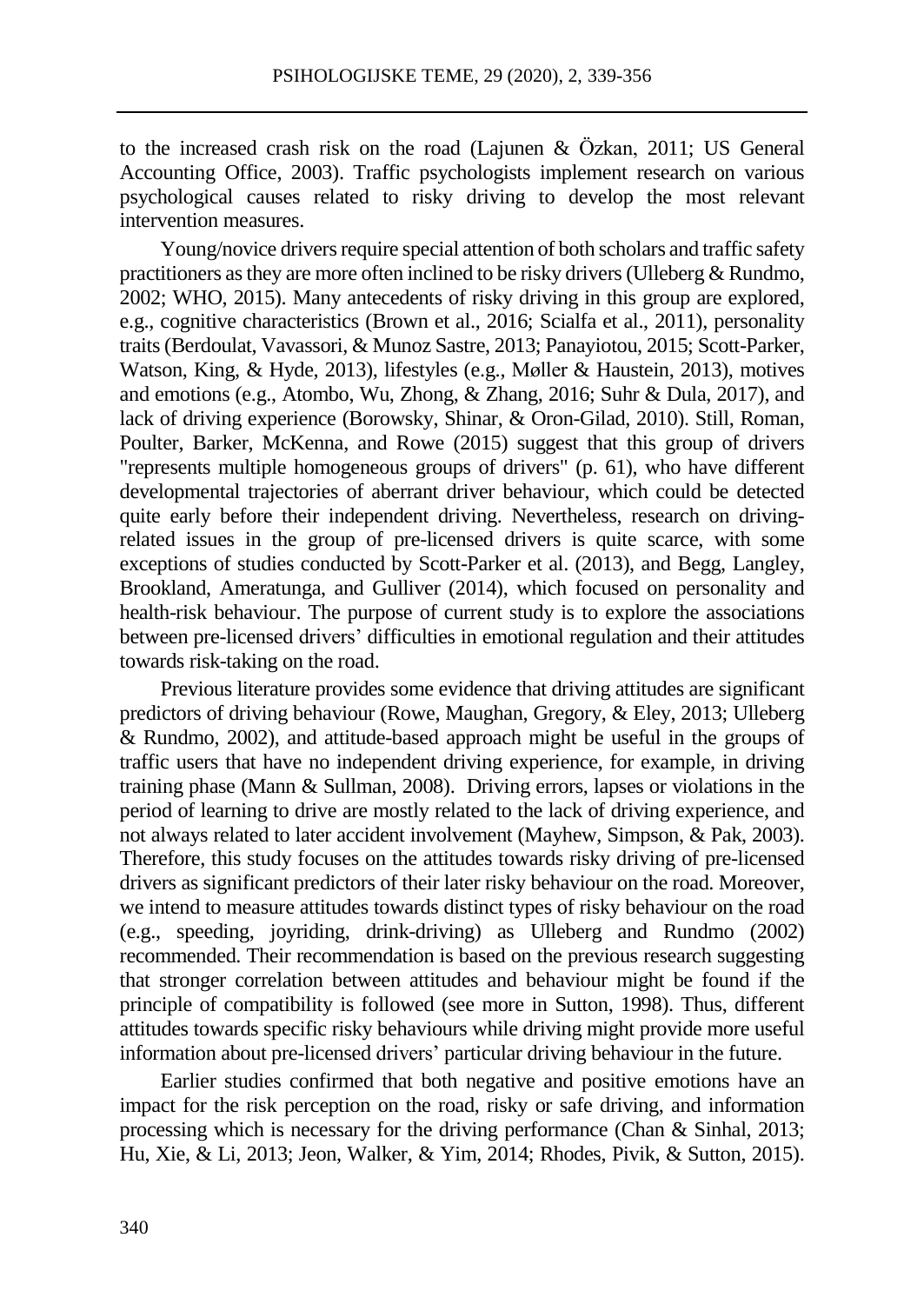to the increased crash risk on the road (Lajunen & Özkan, 2011; US General Accounting Office, 2003). Traffic psychologists implement research on various psychological causes related to risky driving to develop the most relevant intervention measures.

Young/novice drivers require special attention of both scholars and traffic safety practitioners as they are more often inclined to be risky drivers (Ulleberg & Rundmo, 2002; WHO, 2015). Many antecedents of risky driving in this group are explored, e.g., cognitive characteristics (Brown et al., 2016; Scialfa et al., 2011), personality traits (Berdoulat, Vavassori, & Munoz Sastre, 2013; Panayiotou, 2015; Scott-Parker, Watson, King, & Hyde, 2013), lifestyles (e.g., Møller & Haustein, 2013), motives and emotions (e.g., Atombo, Wu, Zhong, & Zhang, 2016; Suhr & Dula, 2017), and lack of driving experience (Borowsky, Shinar, & Oron-Gilad, 2010). Still, Roman, Poulter, Barker, McKenna, and Rowe (2015) suggest that this group of drivers "represents multiple homogeneous groups of drivers" (p. 61), who have different developmental trajectories of aberrant driver behaviour, which could be detected quite early before their independent driving. Nevertheless, research on driving-related issues in the group of pre-licensed drivers is quite scarce, with some exceptions of studies conducted by Scott-Parker et al. (2013), and Begg, Langley, Brookland, Ameratunga, and Gulliver (2014), which focused on personality and health-risk behaviour. The purpose of current study is to explore the associations between pre-licensed drivers' difficulties in emotional regulation and their attitudes towards risk-taking on the road.

Previous literature provides some evidence that driving attitudes are significant predictors of driving behaviour (Rowe, Maughan, Gregory, & Eley, 2013; Ulleberg & Rundmo, 2002), and attitude-based approach might be useful in the groups of traffic users that have no independent driving experience, for example, in driving training phase (Mann & Sullman, 2008). Driving errors, lapses or violations in the period of learning to drive are mostly related to the lack of driving experience, and not always related to later accident involvement (Mayhew, Simpson, & Pak, 2003). Therefore, this study focuses on the attitudes towards risky driving of pre-licensed drivers as significant predictors of their later risky behaviour on the road. Moreover, we intend to measure attitudes towards distinct types of risky behaviour on the road (e.g., speeding, joyriding, drink-driving) as Ulleberg and Rundmo (2002) recommended. Their recommendation is based on the previous research suggesting that stronger correlation between attitudes and behaviour might be found if the principle of compatibility is followed (see more in Sutton, 1998). Thus, different attitudes towards specific risky behaviours while driving might provide more useful information about pre-licensed drivers' particular driving behaviour in the future.

Earlier studies confirmed that both negative and positive emotions have an impact for the risk perception on the road, risky or safe driving, and information processing which is necessary for the driving performance (Chan & Sinhal, 2013; Hu, Xie, & Li, 2013; Jeon, Walker, & Yim, 2014; Rhodes, Pivik, & Sutton, 2015).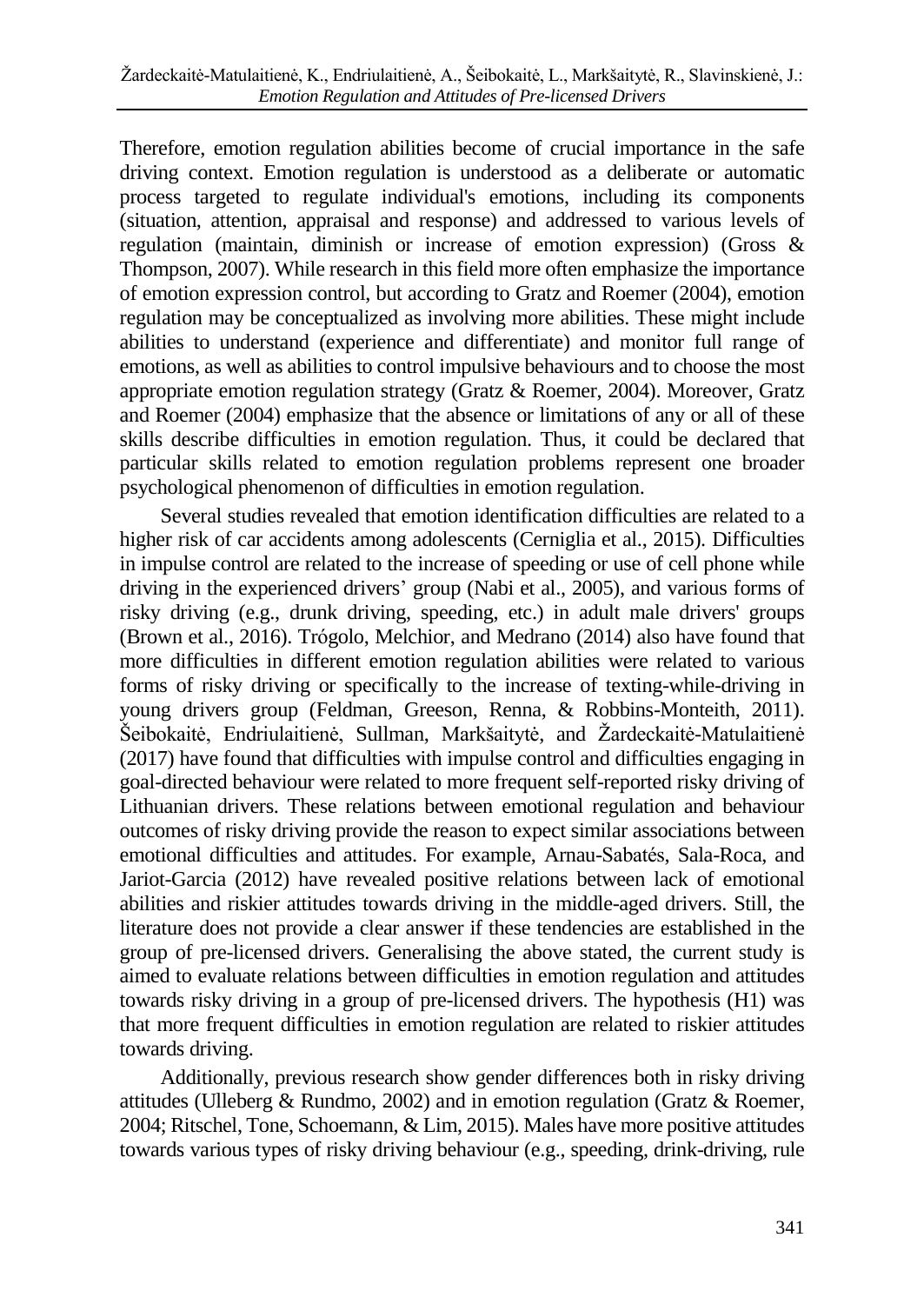Therefore, emotion regulation abilities become of crucial importance in the safe driving context. Emotion regulation is understood as a deliberate or automatic process targeted to regulate individual's emotions, including its components (situation, attention, appraisal and response) and addressed to various levels of regulation (maintain, diminish or increase of emotion expression) (Gross & Thompson, 2007). While research in this field more often emphasize the importance of emotion expression control, but according to Gratz and Roemer (2004), emotion regulation may be conceptualized as involving more abilities. These might include abilities to understand (experience and differentiate) and monitor full range of emotions, as well as abilities to control impulsive behaviours and to choose the most appropriate emotion regulation strategy (Gratz & Roemer, 2004). Moreover, Gratz and Roemer (2004) emphasize that the absence or limitations of any or all of these skills describe difficulties in emotion regulation. Thus, it could be declared that particular skills related to emotion regulation problems represent one broader psychological phenomenon of difficulties in emotion regulation.

Several studies revealed that emotion identification difficulties are related to a higher risk of car accidents among adolescents (Cerniglia et al., 2015). Difficulties in impulse control are related to the increase of speeding or use of cell phone while driving in the experienced drivers' group (Nabi et al., 2005), and various forms of risky driving (e.g., drunk driving, speeding, etc.) in adult male drivers' groups (Brown et al., 2016). Trógolo, Melchior, and Medrano (2014) also have found that more difficulties in different emotion regulation abilities were related to various forms of risky driving or specifically to the increase of texting-while-driving in young drivers group (Feldman, Greeson, Renna, & Robbins-Monteith, 2011). Šeibokaitė, Endriulaitienė, Sullman, Markšaitytė, and Žardeckaitė-Matulaitienė (2017) have found that difficulties with impulse control and difficulties engaging in goal-directed behaviour were related to more frequent self-reported risky driving of Lithuanian drivers. These relations between emotional regulation and behaviour outcomes of risky driving provide the reason to expect similar associations between emotional difficulties and attitudes. For example, Arnau-Sabatés, Sala-Roca, and Jariot-Garcia (2012) have revealed positive relations between lack of emotional abilities and riskier attitudes towards driving in the middle-aged drivers. Still, the literature does not provide a clear answer if these tendencies are established in the group of pre-licensed drivers. Generalising the above stated, the current study is aimed to evaluate relations between difficulties in emotion regulation and attitudes towards risky driving in a group of pre-licensed drivers. The hypothesis (H1) was that more frequent difficulties in emotion regulation are related to riskier attitudes towards driving.

Additionally, previous research show gender differences both in risky driving attitudes (Ulleberg & Rundmo, 2002) and in emotion regulation (Gratz & Roemer, 2004; Ritschel, Tone, Schoemann, & Lim, 2015). Males have more positive attitudes towards various types of risky driving behaviour (e.g., speeding, drink-driving, rule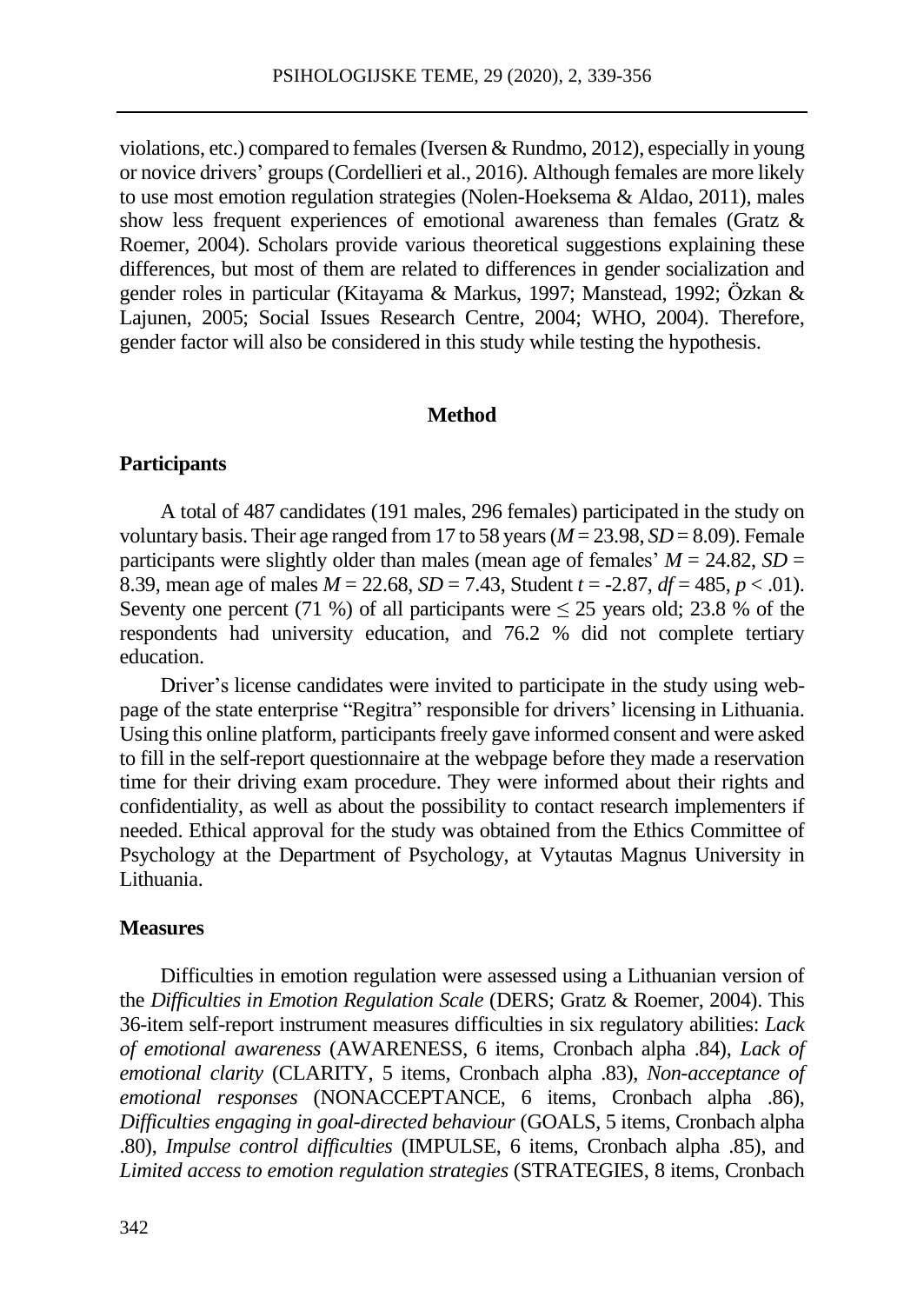violations, etc.) compared to females (Iversen & Rundmo, 2012), especially in young or novice drivers' groups (Cordellieri et al., 2016). Although females are more likely to use most emotion regulation strategies (Nolen-Hoeksema & Aldao, 2011), males show less frequent experiences of emotional awareness than females (Gratz & Roemer, 2004). Scholars provide various theoretical suggestions explaining these differences, but most of them are related to differences in gender socialization and gender roles in particular (Kitayama & Markus, 1997; Manstead, 1992; Özkan & Lajunen, 2005; Social Issues Research Centre, 2004; WHO, 2004). Therefore, gender factor will also be considered in this study while testing the hypothesis.

## Method

### Participants

A total of 487 candidates (191 males, 296 females) participated in the study on voluntary basis. Their age ranged from 17 to 58 years ($M$ = 23.98, $SD$ = 8.09). Female participants were slightly older than males (mean age of females' $M$ = 24.82, $SD$ = 8.39, mean age of males $M$ = 22.68, $SD$ = 7.43, Student $t$ = -2.87, $df$ = 485, $p$ < .01). Seventy one percent (71 %) of all participants were $\leq$ 25 years old; 23.8 % of the respondents had university education, and 76.2 % did not complete tertiary education.

Driver's license candidates were invited to participate in the study using web-page of the state enterprise "Regitra" responsible for drivers' licensing in Lithuania. Using this online platform, participants freely gave informed consent and were asked to fill in the self-report questionnaire at the webpage before they made a reservation time for their driving exam procedure. They were informed about their rights and confidentiality, as well as about the possibility to contact research implementers if needed. Ethical approval for the study was obtained from the Ethics Committee of Psychology at the Department of Psychology, at Vytautas Magnus University in Lithuania.

### Measures

Difficulties in emotion regulation were assessed using a Lithuanian version of the *Difficulties in Emotion Regulation Scale* (DERS; Gratz & Roemer, 2004). This 36-item self-report instrument measures difficulties in six regulatory abilities: *Lack of emotional awareness* (AWARENESS, 6 items, Cronbach alpha .84), *Lack of emotional clarity* (CLARITY, 5 items, Cronbach alpha .83), *Non-acceptance of emotional responses* (NONACCEPTANCE, 6 items, Cronbach alpha .86), *Difficulties engaging in goal-directed behaviour* (GOALS, 5 items, Cronbach alpha .80), *Impulse control difficulties* (IMPULSE, 6 items, Cronbach alpha .85), and *Limited access to emotion regulation strategies* (STRATEGIES, 8 items, Cronbach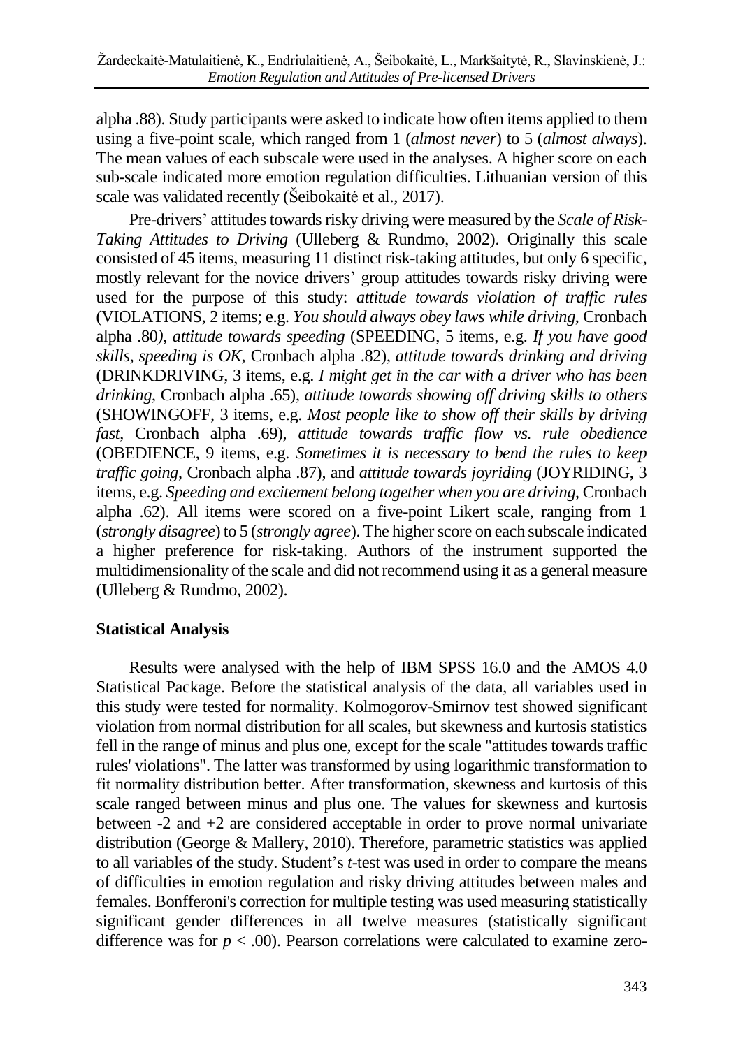alpha .88). Study participants were asked to indicate how often items applied to them using a five-point scale, which ranged from 1 (*almost never*) to 5 (*almost always*). The mean values of each subscale were used in the analyses. A higher score on each sub-scale indicated more emotion regulation difficulties. Lithuanian version of this scale was validated recently (Šeibokaitė et al., 2017).

Pre-drivers' attitudes towards risky driving were measured by the *Scale of Risk-Taking Attitudes to Driving* (Ulleberg & Rundmo, 2002). Originally this scale consisted of 45 items, measuring 11 distinct risk-taking attitudes, but only 6 specific, mostly relevant for the novice drivers' group attitudes towards risky driving were used for the purpose of this study: *attitude towards violation of traffic rules* (VIOLATIONS, 2 items; e.g. *You should always obey laws while driving*, Cronbach alpha .80*)*, *attitude towards speeding* (SPEEDING, 5 items, e.g. *If you have good skills, speeding is OK*, Cronbach alpha .82), *attitude towards drinking and driving* (DRINKDRIVING, 3 items, e.g. *I might get in the car with a driver who has been drinking*, Cronbach alpha .65), *attitude towards showing off driving skills to others* (SHOWINGOFF, 3 items, e.g. *Most people like to show off their skills by driving fast*, Cronbach alpha .69), *attitude towards traffic flow vs. rule obedience* (OBEDIENCE, 9 items, e.g. *Sometimes it is necessary to bend the rules to keep traffic going*, Cronbach alpha .87), and *attitude towards joyriding* (JOYRIDING, 3 items, e.g. *Speeding and excitement belong together when you are driving*, Cronbach alpha .62). All items were scored on a five-point Likert scale, ranging from 1 (*strongly disagree*) to 5 (*strongly agree*). The higher score on each subscale indicated a higher preference for risk-taking. Authors of the instrument supported the multidimensionality of the scale and did not recommend using it as a general measure (Ulleberg & Rundmo, 2002).

## Statistical Analysis

Results were analysed with the help of IBM SPSS 16.0 and the AMOS 4.0 Statistical Package. Before the statistical analysis of the data, all variables used in this study were tested for normality. Kolmogorov-Smirnov test showed significant violation from normal distribution for all scales, but skewness and kurtosis statistics fell in the range of minus and plus one, except for the scale "attitudes towards traffic rules' violations". The latter was transformed by using logarithmic transformation to fit normality distribution better. After transformation, skewness and kurtosis of this scale ranged between minus and plus one. The values for skewness and kurtosis between -2 and +2 are considered acceptable in order to prove normal univariate distribution (George & Mallery, 2010). Therefore, parametric statistics was applied to all variables of the study. Student's *t*-test was used in order to compare the means of difficulties in emotion regulation and risky driving attitudes between males and females. Bonfferoni's correction for multiple testing was used measuring statistically significant gender differences in all twelve measures (statistically significant difference was for $p < .00$). Pearson correlations were calculated to examine zero-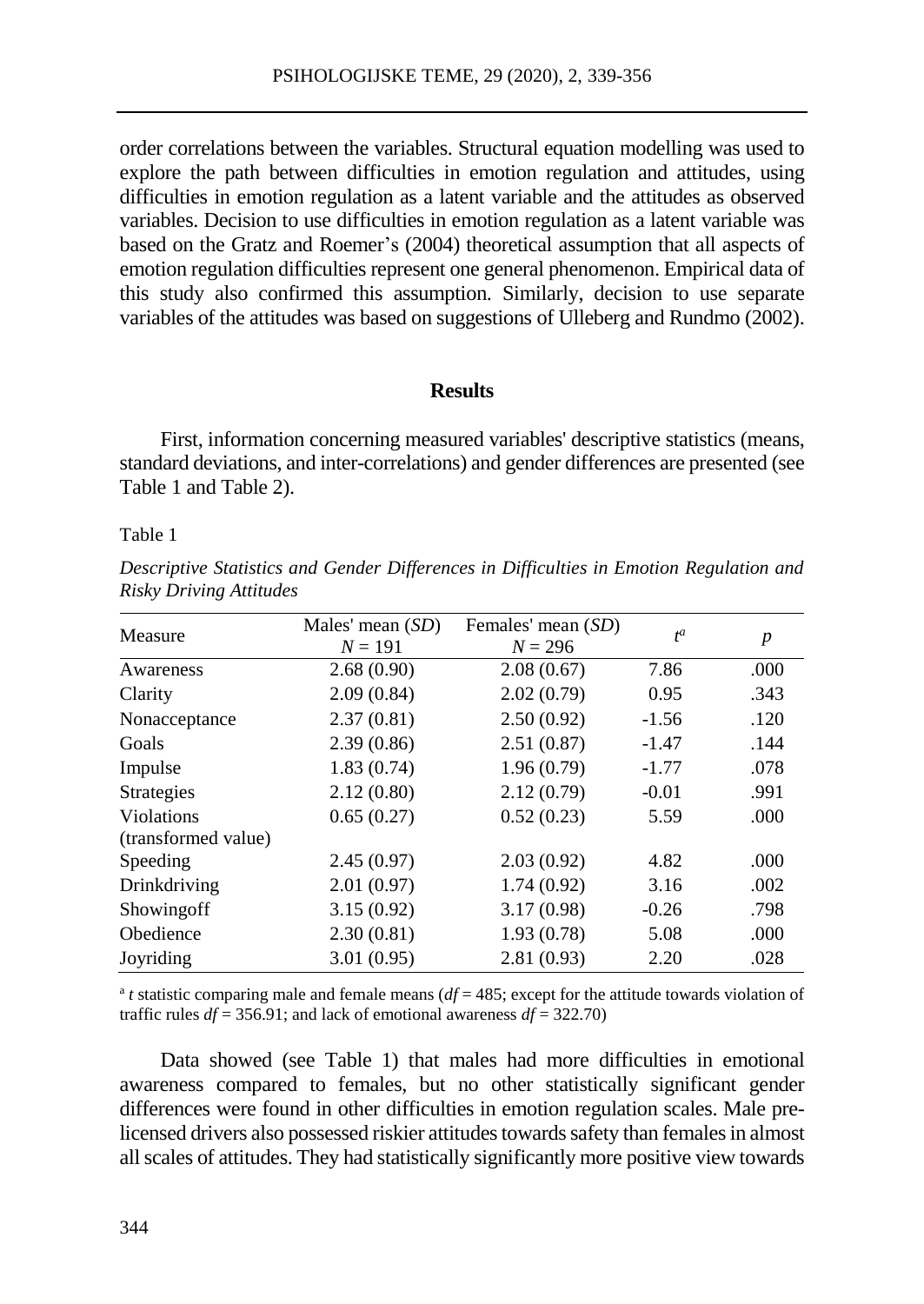order correlations between the variables. Structural equation modelling was used to explore the path between difficulties in emotion regulation and attitudes, using difficulties in emotion regulation as a latent variable and the attitudes as observed variables. Decision to use difficulties in emotion regulation as a latent variable was based on the Gratz and Roemer's (2004) theoretical assumption that all aspects of emotion regulation difficulties represent one general phenomenon. Empirical data of this study also confirmed this assumption. Similarly, decision to use separate variables of the attitudes was based on suggestions of Ulleberg and Rundmo (2002).

## Results

First, information concerning measured variables' descriptive statistics (means, standard deviations, and inter-correlations) and gender differences are presented (see Table 1 and Table 2).

Table 1

*Descriptive Statistics and Gender Differences in Difficulties in Emotion Regulation and Risky Driving Attitudes*

| Measure | Males' mean (*SD*) $N = 191$ | Females' mean (*SD*) $N = 296$ | $t^a$ | *p* |
|---|---|---|---|---|
| Awareness | 2.68 (0.90) | 2.08 (0.67) | 7.86 | .000 |
| Clarity | 2.09 (0.84) | 2.02 (0.79) | 0.95 | .343 |
| Nonacceptance | 2.37 (0.81) | 2.50 (0.92) | -1.56 | .120 |
| Goals | 2.39 (0.86) | 2.51 (0.87) | -1.47 | .144 |
| Impulse | 1.83 (0.74) | 1.96 (0.79) | -1.77 | .078 |
| Strategies | 2.12 (0.80) | 2.12 (0.79) | -0.01 | .991 |
| Violations (transformed value) | 0.65 (0.27) | 0.52 (0.23) | 5.59 | .000 |
| Speeding | 2.45 (0.97) | 2.03 (0.92) | 4.82 | .000 |
| Drinkdriving | 2.01 (0.97) | 1.74 (0.92) | 3.16 | .002 |
| Showingoff | 3.15 (0.92) | 3.17 (0.98) | -0.26 | .798 |
| Obedience | 2.30 (0.81) | 1.93 (0.78) | 5.08 | .000 |
| Joyriding | 3.01 (0.95) | 2.81 (0.93) | 2.20 | .028 |

[a] *t* statistic comparing male and female means ($df = 485$; except for the attitude towards violation of traffic rules $df = 356.91$; and lack of emotional awareness $df = 322.70$)

Data showed (see Table 1) that males had more difficulties in emotional awareness compared to females, but no other statistically significant gender differences were found in other difficulties in emotion regulation scales. Male pre-licensed drivers also possessed riskier attitudes towards safety than females in almost all scales of attitudes. They had statistically significantly more positive view towards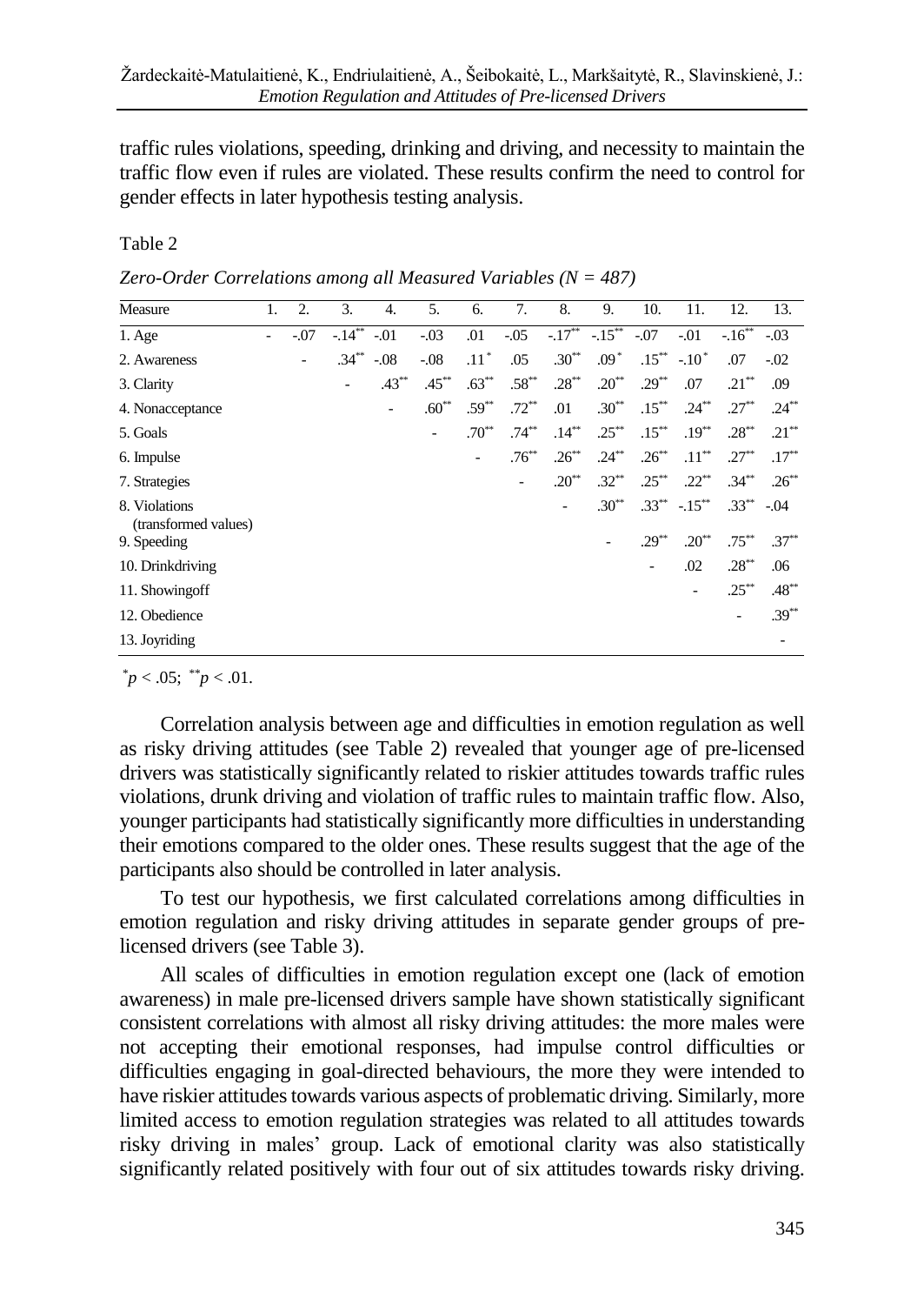traffic rules violations, speeding, drinking and driving, and necessity to maintain the traffic flow even if rules are violated. These results confirm the need to control for gender effects in later hypothesis testing analysis.

Table 2

*Zero-Order Correlations among all Measured Variables (N = 487)*

| Measure | 1. | 2. | 3. | 4. | 5. | 6. | 7. | 8. | 9. | 10. | 11. | 12. | 13. |
|---|---|---|---|---|---|---|---|---|---|---|---|---|---|
| 1. Age | - | -.07 | -.14** | -.01 | -.03 | .01 | -.05 | -.17** | -.15** | -.07 | -.01 | -.16** | -.03 |
| 2. Awareness | | - | .34** | -.08 | -.08 | .11* | .05 | .30** | .09* | .15** | -.10* | .07 | -.02 |
| 3. Clarity | | | - | .43** | .45** | .63** | .58** | .28** | .20** | .29** | .07 | .21** | .09 |
| 4. Nonacceptance | | | | - | .60** | .59** | .72** | .01 | .30** | .15** | .24** | .27** | .24** |
| 5. Goals | | | | | - | .70** | .74** | .14** | .25** | .15** | .19** | .28** | .21** |
| 6. Impulse | | | | | | - | .76** | .26** | .24** | .26** | .11** | .27** | .17** |
| 7. Strategies | | | | | | | - | .20** | .32** | .25** | .22** | .34** | .26** |
| 8. Violations (transformed values) | | | | | | | | - | .30** | .33** | -.15** | .33** | -.04 |
| 9. Speeding | | | | | | | | | - | .29** | .20** | .75** | .37** |
| 10. Drinkdriving | | | | | | | | | | - | .02 | .28** | .06 |
| 11. Showingoff | | | | | | | | | | | - | .25** | .48** |
| 12. Obedience | | | | | | | | | | | | - | .39** |
| 13. Joyriding | | | | | | | | | | | | | - |

*$p < .05$; **$p < .01$.

Correlation analysis between age and difficulties in emotion regulation as well as risky driving attitudes (see Table 2) revealed that younger age of pre-licensed drivers was statistically significantly related to riskier attitudes towards traffic rules violations, drunk driving and violation of traffic rules to maintain traffic flow. Also, younger participants had statistically significantly more difficulties in understanding their emotions compared to the older ones. These results suggest that the age of the participants also should be controlled in later analysis.

To test our hypothesis, we first calculated correlations among difficulties in emotion regulation and risky driving attitudes in separate gender groups of pre-licensed drivers (see Table 3).

All scales of difficulties in emotion regulation except one (lack of emotion awareness) in male pre-licensed drivers sample have shown statistically significant consistent correlations with almost all risky driving attitudes: the more males were not accepting their emotional responses, had impulse control difficulties or difficulties engaging in goal-directed behaviours, the more they were intended to have riskier attitudes towards various aspects of problematic driving. Similarly, more limited access to emotion regulation strategies was related to all attitudes towards risky driving in males' group. Lack of emotional clarity was also statistically significantly related positively with four out of six attitudes towards risky driving.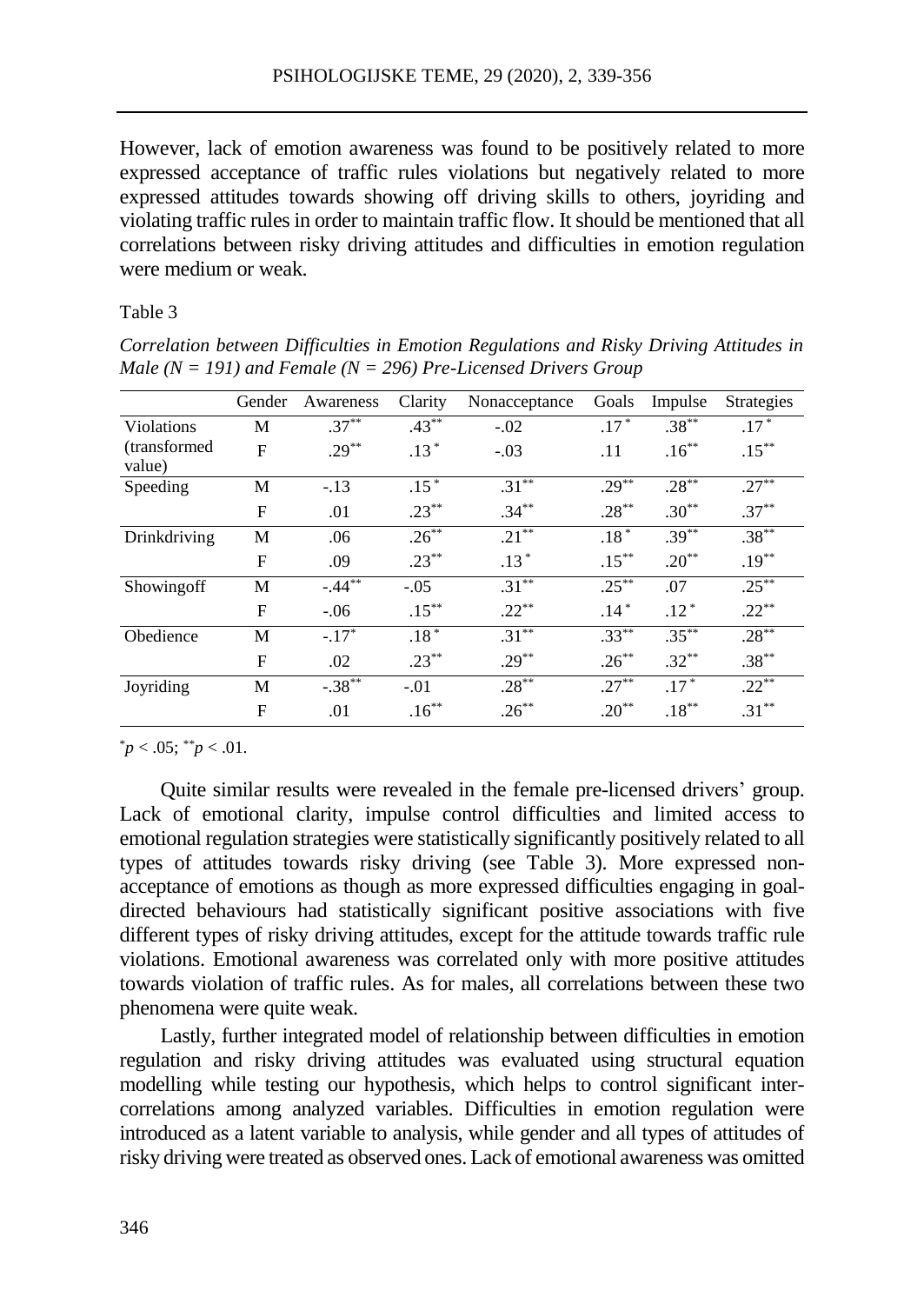However, lack of emotion awareness was found to be positively related to more expressed acceptance of traffic rules violations but negatively related to more expressed attitudes towards showing off driving skills to others, joyriding and violating traffic rules in order to maintain traffic flow. It should be mentioned that all correlations between risky driving attitudes and difficulties in emotion regulation were medium or weak.

Table 3

*Correlation between Difficulties in Emotion Regulations and Risky Driving Attitudes in Male (N = 191) and Female (N = 296) Pre-Licensed Drivers Group*

| | Gender | Awareness | Clarity | Nonacceptance | Goals | Impulse | Strategies |
|---|---|---|---|---|---|---|---|
| Violations (transformed value) | M | $.37^{**}$ | $.43^{**}$ | -.02 | $.17^{*}$ | $.38^{**}$ | $.17^{*}$ |
| | F | $.29^{**}$ | $.13^{*}$ | -.03 | .11 | $.16^{**}$ | $.15^{**}$ |
| Speeding | M | -.13 | $.15^{*}$ | $.31^{**}$ | $.29^{**}$ | $.28^{**}$ | $.27^{**}$ |
| | F | .01 | $.23^{**}$ | $.34^{**}$ | $.28^{**}$ | $.30^{**}$ | $.37^{**}$ |
| Drinkdriving | M | .06 | $.26^{**}$ | $.21^{**}$ | $.18^{*}$ | $.39^{**}$ | $.38^{**}$ |
| | F | .09 | $.23^{**}$ | $.13^{*}$ | $.15^{**}$ | $.20^{**}$ | $.19^{**}$ |
| Showingoff | M | $-.44^{**}$ | -.05 | $.31^{**}$ | $.25^{**}$ | .07 | $.25^{**}$ |
| | F | -.06 | $.15^{**}$ | $.22^{**}$ | $.14^{*}$ | $.12^{*}$ | $.22^{**}$ |
| Obedience | M | $-.17^{*}$ | $.18^{*}$ | $.31^{**}$ | $.33^{**}$ | $.35^{**}$ | $.28^{**}$ |
| | F | .02 | $.23^{**}$ | $.29^{**}$ | $.26^{**}$ | $.32^{**}$ | $.38^{**}$ |
| Joyriding | M | $-.38^{**}$ | -.01 | $.28^{**}$ | $.27^{**}$ | $.17^{*}$ | $.22^{**}$ |
| | F | .01 | $.16^{**}$ | $.26^{**}$ | $.20^{**}$ | $.18^{**}$ | $.31^{**}$ |

$^{*}p < .05$; $^{**}p < .01$.

Quite similar results were revealed in the female pre-licensed drivers' group. Lack of emotional clarity, impulse control difficulties and limited access to emotional regulation strategies were statistically significantly positively related to all types of attitudes towards risky driving (see Table 3). More expressed non-acceptance of emotions as though as more expressed difficulties engaging in goal-directed behaviours had statistically significant positive associations with five different types of risky driving attitudes, except for the attitude towards traffic rule violations. Emotional awareness was correlated only with more positive attitudes towards violation of traffic rules. As for males, all correlations between these two phenomena were quite weak.

Lastly, further integrated model of relationship between difficulties in emotion regulation and risky driving attitudes was evaluated using structural equation modelling while testing our hypothesis, which helps to control significant inter-correlations among analyzed variables. Difficulties in emotion regulation were introduced as a latent variable to analysis, while gender and all types of attitudes of risky driving were treated as observed ones. Lack of emotional awareness was omitted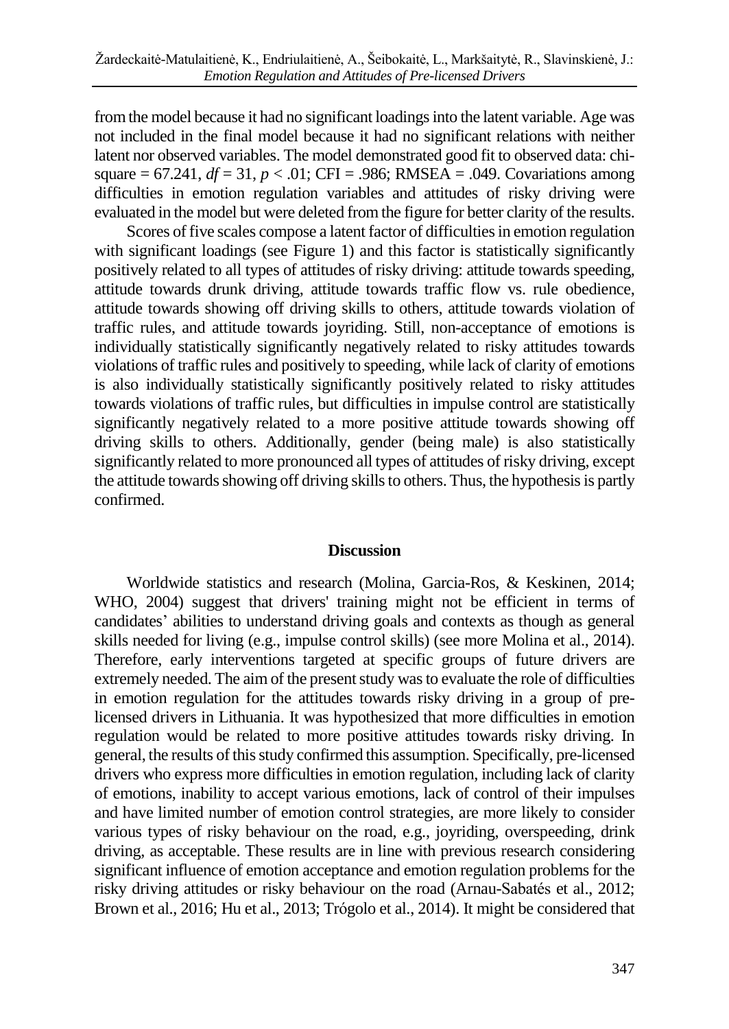from the model because it had no significant loadings into the latent variable. Age was not included in the final model because it had no significant relations with neither latent nor observed variables. The model demonstrated good fit to observed data: chi-square = 67.241, $df = 31$, $p < .01$; CFI = .986; RMSEA = .049. Covariations among difficulties in emotion regulation variables and attitudes of risky driving were evaluated in the model but were deleted from the figure for better clarity of the results.

Scores of five scales compose a latent factor of difficulties in emotion regulation with significant loadings (see Figure 1) and this factor is statistically significantly positively related to all types of attitudes of risky driving: attitude towards speeding, attitude towards drunk driving, attitude towards traffic flow vs. rule obedience, attitude towards showing off driving skills to others, attitude towards violation of traffic rules, and attitude towards joyriding. Still, non-acceptance of emotions is individually statistically significantly negatively related to risky attitudes towards violations of traffic rules and positively to speeding, while lack of clarity of emotions is also individually statistically significantly positively related to risky attitudes towards violations of traffic rules, but difficulties in impulse control are statistically significantly negatively related to a more positive attitude towards showing off driving skills to others. Additionally, gender (being male) is also statistically significantly related to more pronounced all types of attitudes of risky driving, except the attitude towards showing off driving skills to others. Thus, the hypothesis is partly confirmed.

## Discussion

Worldwide statistics and research (Molina, Garcia-Ros, & Keskinen, 2014; WHO, 2004) suggest that drivers' training might not be efficient in terms of candidates' abilities to understand driving goals and contexts as though as general skills needed for living (e.g., impulse control skills) (see more Molina et al., 2014). Therefore, early interventions targeted at specific groups of future drivers are extremely needed. The aim of the present study was to evaluate the role of difficulties in emotion regulation for the attitudes towards risky driving in a group of pre-licensed drivers in Lithuania. It was hypothesized that more difficulties in emotion regulation would be related to more positive attitudes towards risky driving. In general, the results of this study confirmed this assumption. Specifically, pre-licensed drivers who express more difficulties in emotion regulation, including lack of clarity of emotions, inability to accept various emotions, lack of control of their impulses and have limited number of emotion control strategies, are more likely to consider various types of risky behaviour on the road, e.g., joyriding, overspeeding, drink driving, as acceptable. These results are in line with previous research considering significant influence of emotion acceptance and emotion regulation problems for the risky driving attitudes or risky behaviour on the road (Arnau-Sabatés et al., 2012; Brown et al., 2016; Hu et al., 2013; Trógolo et al., 2014). It might be considered that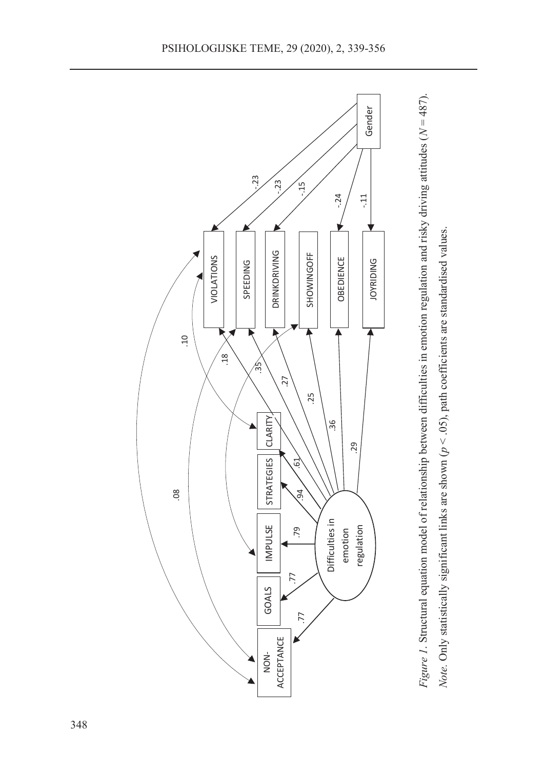*Figure 1.* Structural equation model of relationship between difficulties in emotion regulation and risky driving attitudes ($N = 487$).

*Note.* Only statistically significant links are shown ($p < .05$), path coefficients are standardised values.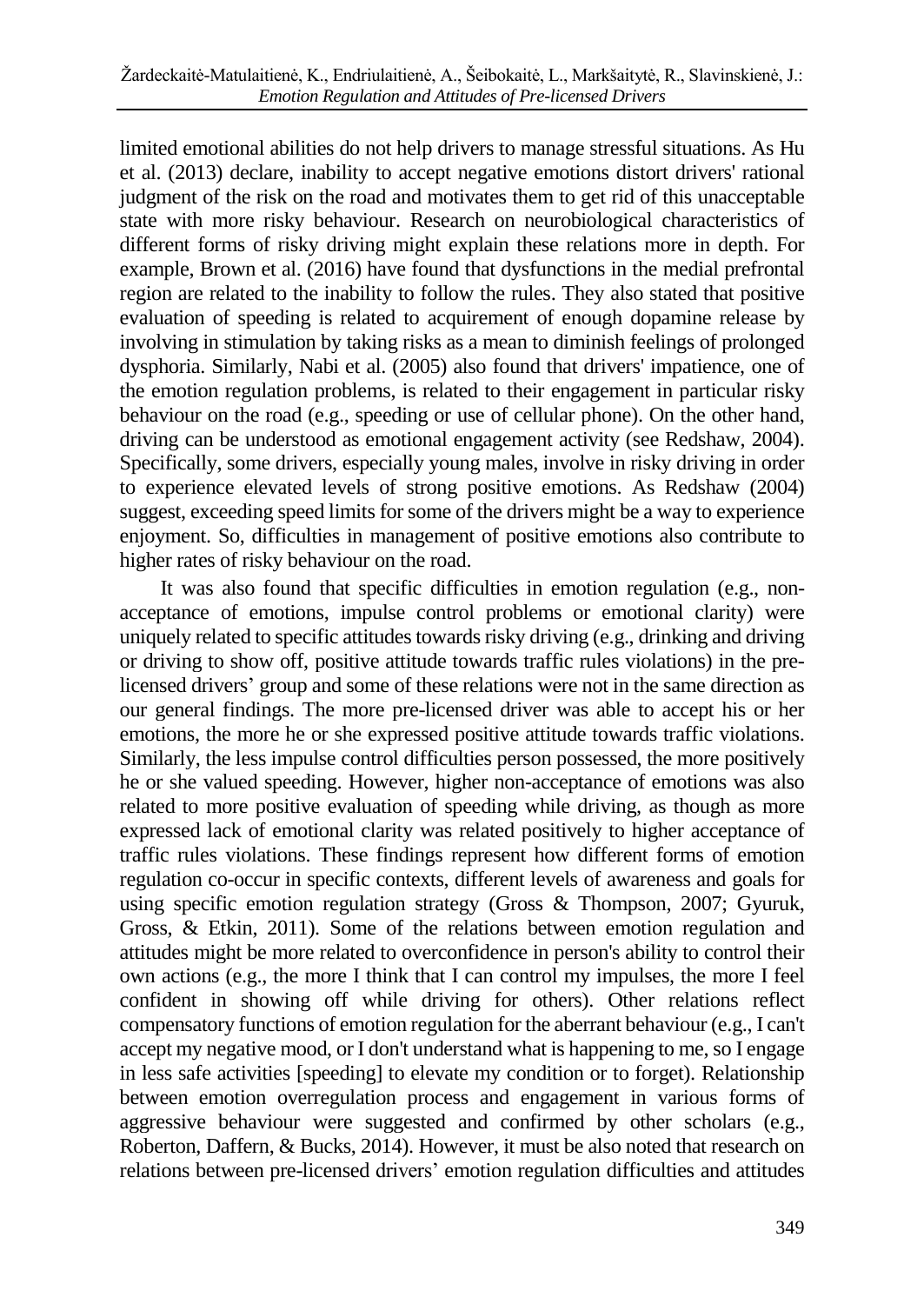limited emotional abilities do not help drivers to manage stressful situations. As Hu et al. (2013) declare, inability to accept negative emotions distort drivers' rational judgment of the risk on the road and motivates them to get rid of this unacceptable state with more risky behaviour. Research on neurobiological characteristics of different forms of risky driving might explain these relations more in depth. For example, Brown et al. (2016) have found that dysfunctions in the medial prefrontal region are related to the inability to follow the rules. They also stated that positive evaluation of speeding is related to acquirement of enough dopamine release by involving in stimulation by taking risks as a mean to diminish feelings of prolonged dysphoria. Similarly, Nabi et al. (2005) also found that drivers' impatience, one of the emotion regulation problems, is related to their engagement in particular risky behaviour on the road (e.g., speeding or use of cellular phone). On the other hand, driving can be understood as emotional engagement activity (see Redshaw, 2004). Specifically, some drivers, especially young males, involve in risky driving in order to experience elevated levels of strong positive emotions. As Redshaw (2004) suggest, exceeding speed limits for some of the drivers might be a way to experience enjoyment. So, difficulties in management of positive emotions also contribute to higher rates of risky behaviour on the road.

It was also found that specific difficulties in emotion regulation (e.g., non-acceptance of emotions, impulse control problems or emotional clarity) were uniquely related to specific attitudes towards risky driving (e.g., drinking and driving or driving to show off, positive attitude towards traffic rules violations) in the pre-licensed drivers' group and some of these relations were not in the same direction as our general findings. The more pre-licensed driver was able to accept his or her emotions, the more he or she expressed positive attitude towards traffic violations. Similarly, the less impulse control difficulties person possessed, the more positively he or she valued speeding. However, higher non-acceptance of emotions was also related to more positive evaluation of speeding while driving, as though as more expressed lack of emotional clarity was related positively to higher acceptance of traffic rules violations. These findings represent how different forms of emotion regulation co-occur in specific contexts, different levels of awareness and goals for using specific emotion regulation strategy (Gross & Thompson, 2007; Gyuruk, Gross, & Etkin, 2011). Some of the relations between emotion regulation and attitudes might be more related to overconfidence in person's ability to control their own actions (e.g., the more I think that I can control my impulses, the more I feel confident in showing off while driving for others). Other relations reflect compensatory functions of emotion regulation for the aberrant behaviour (e.g., I can't accept my negative mood, or I don't understand what is happening to me, so I engage in less safe activities [speeding] to elevate my condition or to forget). Relationship between emotion overregulation process and engagement in various forms of aggressive behaviour were suggested and confirmed by other scholars (e.g., Roberton, Daffern, & Bucks, 2014). However, it must be also noted that research on relations between pre-licensed drivers' emotion regulation difficulties and attitudes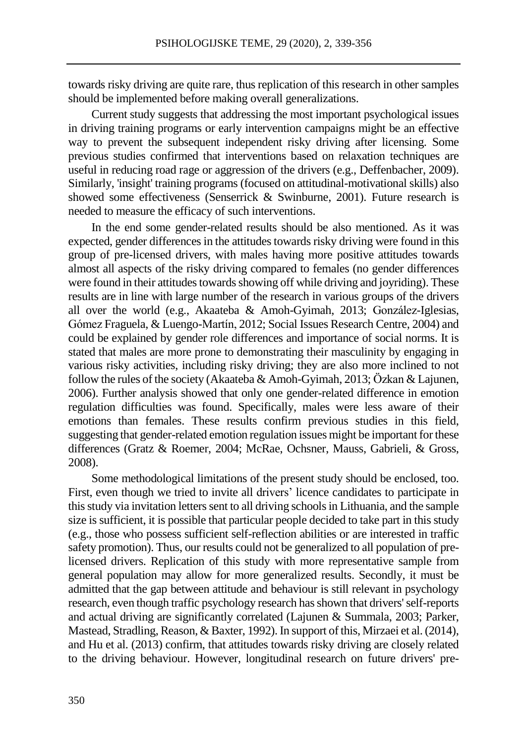towards risky driving are quite rare, thus replication of this research in other samples should be implemented before making overall generalizations.

Current study suggests that addressing the most important psychological issues in driving training programs or early intervention campaigns might be an effective way to prevent the subsequent independent risky driving after licensing. Some previous studies confirmed that interventions based on relaxation techniques are useful in reducing road rage or aggression of the drivers (e.g., Deffenbacher, 2009). Similarly, 'insight' training programs (focused on attitudinal-motivational skills) also showed some effectiveness (Senserrick & Swinburne, 2001). Future research is needed to measure the efficacy of such interventions.

In the end some gender-related results should be also mentioned. As it was expected, gender differences in the attitudes towards risky driving were found in this group of pre-licensed drivers, with males having more positive attitudes towards almost all aspects of the risky driving compared to females (no gender differences were found in their attitudes towards showing off while driving and joyriding). These results are in line with large number of the research in various groups of the drivers all over the world (e.g., Akaateba & Amoh-Gyimah, 2013; González-Iglesias, Gómez Fraguela, & Luengo-Martín, 2012; Social Issues Research Centre, 2004) and could be explained by gender role differences and importance of social norms. It is stated that males are more prone to demonstrating their masculinity by engaging in various risky activities, including risky driving; they are also more inclined to not follow the rules of the society (Akaateba & Amoh-Gyimah, 2013; Özkan & Lajunen, 2006). Further analysis showed that only one gender-related difference in emotion regulation difficulties was found. Specifically, males were less aware of their emotions than females. These results confirm previous studies in this field, suggesting that gender-related emotion regulation issues might be important for these differences (Gratz & Roemer, 2004; McRae, Ochsner, Mauss, Gabrieli, & Gross, 2008).

Some methodological limitations of the present study should be enclosed, too. First, even though we tried to invite all drivers' licence candidates to participate in this study via invitation letters sent to all driving schools in Lithuania, and the sample size is sufficient, it is possible that particular people decided to take part in this study (e.g., those who possess sufficient self-reflection abilities or are interested in traffic safety promotion). Thus, our results could not be generalized to all population of pre-licensed drivers. Replication of this study with more representative sample from general population may allow for more generalized results. Secondly, it must be admitted that the gap between attitude and behaviour is still relevant in psychology research, even though traffic psychology research has shown that drivers' self-reports and actual driving are significantly correlated (Lajunen & Summala, 2003; Parker, Mastead, Stradling, Reason, & Baxter, 1992). In support of this, Mirzaei et al. (2014), and Hu et al. (2013) confirm, that attitudes towards risky driving are closely related to the driving behaviour. However, longitudinal research on future drivers' pre-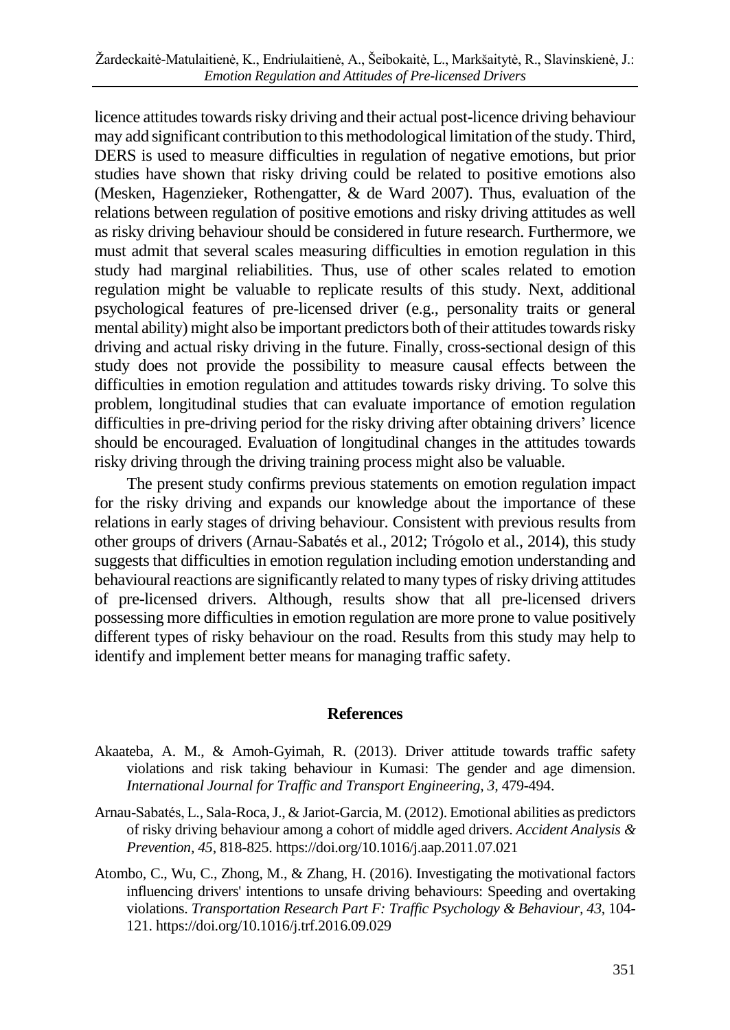licence attitudes towards risky driving and their actual post-licence driving behaviour may add significant contribution to this methodological limitation of the study. Third, DERS is used to measure difficulties in regulation of negative emotions, but prior studies have shown that risky driving could be related to positive emotions also (Mesken, Hagenzieker, Rothengatter, & de Ward 2007). Thus, evaluation of the relations between regulation of positive emotions and risky driving attitudes as well as risky driving behaviour should be considered in future research. Furthermore, we must admit that several scales measuring difficulties in emotion regulation in this study had marginal reliabilities. Thus, use of other scales related to emotion regulation might be valuable to replicate results of this study. Next, additional psychological features of pre-licensed driver (e.g., personality traits or general mental ability) might also be important predictors both of their attitudes towards risky driving and actual risky driving in the future. Finally, cross-sectional design of this study does not provide the possibility to measure causal effects between the difficulties in emotion regulation and attitudes towards risky driving. To solve this problem, longitudinal studies that can evaluate importance of emotion regulation difficulties in pre-driving period for the risky driving after obtaining drivers' licence should be encouraged. Evaluation of longitudinal changes in the attitudes towards risky driving through the driving training process might also be valuable.

The present study confirms previous statements on emotion regulation impact for the risky driving and expands our knowledge about the importance of these relations in early stages of driving behaviour. Consistent with previous results from other groups of drivers (Arnau-Sabatés et al., 2012; Trógolo et al., 2014), this study suggests that difficulties in emotion regulation including emotion understanding and behavioural reactions are significantly related to many types of risky driving attitudes of pre-licensed drivers. Although, results show that all pre-licensed drivers possessing more difficulties in emotion regulation are more prone to value positively different types of risky behaviour on the road. Results from this study may help to identify and implement better means for managing traffic safety.

## References

Akaateba, A. M., & Amoh-Gyimah, R. (2013). Driver attitude towards traffic safety violations and risk taking behaviour in Kumasi: The gender and age dimension. *International Journal for Traffic and Transport Engineering, 3,* 479-494.

Arnau-Sabatés, L., Sala-Roca, J., & Jariot-Garcia, M. (2012). Emotional abilities as predictors of risky driving behaviour among a cohort of middle aged drivers. *Accident Analysis & Prevention, 45*, 818-825. https://doi.org/10.1016/j.aap.2011.07.021

Atombo, C., Wu, C., Zhong, M., & Zhang, H. (2016). Investigating the motivational factors influencing drivers' intentions to unsafe driving behaviours: Speeding and overtaking violations. *Transportation Research Part F: Traffic Psychology & Behaviour, 43,* 104-121. https://doi.org/10.1016/j.trf.2016.09.029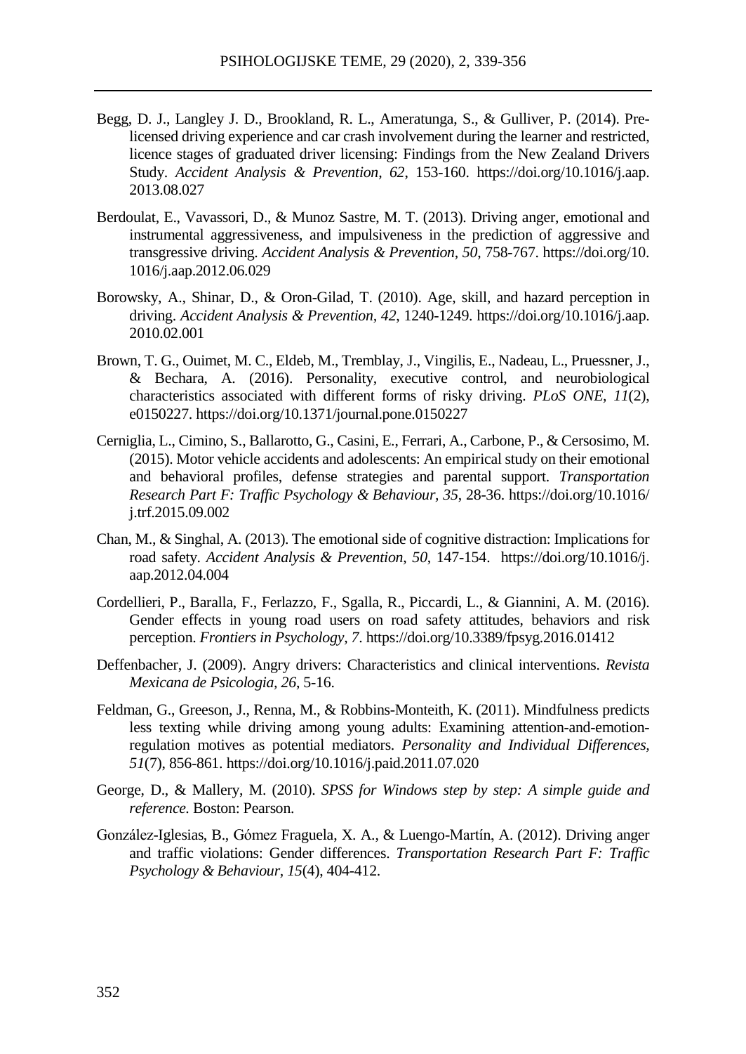Begg, D. J., Langley J. D., Brookland, R. L., Ameratunga, S., & Gulliver, P. (2014). Pre-licensed driving experience and car crash involvement during the learner and restricted, licence stages of graduated driver licensing: Findings from the New Zealand Drivers Study. *Accident Analysis & Prevention, 62*, 153-160. https://doi.org/10.1016/j.aap.2013.08.027

Berdoulat, E., Vavassori, D., & Munoz Sastre, M. T. (2013). Driving anger, emotional and instrumental aggressiveness, and impulsiveness in the prediction of aggressive and transgressive driving. *Accident Analysis & Prevention*, *50*, 758-767. https://doi.org/10.1016/j.aap.2012.06.029

Borowsky, A., Shinar, D., & Oron-Gilad, T. (2010). Age, skill, and hazard perception in driving. *Accident Analysis & Prevention*, *42*, 1240-1249. https://doi.org/10.1016/j.aap.2010.02.001

Brown, T. G., Ouimet, M. C., Eldeb, M., Tremblay, J., Vingilis, E., Nadeau, L., Pruessner, J., & Bechara, A. (2016). Personality, executive control, and neurobiological characteristics associated with different forms of risky driving. *PLoS ONE*, *11*(2), e0150227. https://doi.org/10.1371/journal.pone.0150227

Cerniglia, L., Cimino, S., Ballarotto, G., Casini, E., Ferrari, A., Carbone, P., & Cersosimo, M. (2015). Motor vehicle accidents and adolescents: An empirical study on their emotional and behavioral profiles, defense strategies and parental support. *Transportation Research Part F: Traffic Psychology & Behaviour*, *35*, 28-36. https://doi.org/10.1016/j.trf.2015.09.002

Chan, M., & Singhal, A. (2013). The emotional side of cognitive distraction: Implications for road safety. *Accident Analysis & Prevention*, *50*, 147-154. https://doi.org/10.1016/j.aap.2012.04.004

Cordellieri, P., Baralla, F., Ferlazzo, F., Sgalla, R., Piccardi, L., & Giannini, A. M. (2016). Gender effects in young road users on road safety attitudes, behaviors and risk perception. *Frontiers in Psychology*, *7*. https://doi.org/10.3389/fpsyg.2016.01412

Deffenbacher, J. (2009). Angry drivers: Characteristics and clinical interventions. *Revista Mexicana de Psicologia*, *26*, 5-16.

Feldman, G., Greeson, J., Renna, M., & Robbins-Monteith, K. (2011). Mindfulness predicts less texting while driving among young adults: Examining attention-and-emotion-regulation motives as potential mediators. *Personality and Individual Differences*, *51*(7), 856-861. https://doi.org/10.1016/j.paid.2011.07.020

George, D., & Mallery, M. (2010). *SPSS for Windows step by step: A simple guide and reference.* Boston: Pearson.

González-Iglesias, B., Gómez Fraguela, X. A., & Luengo-Martín, A. (2012). Driving anger and traffic violations: Gender differences. *Transportation Research Part F: Traffic Psychology & Behaviour*, *15*(4), 404-412.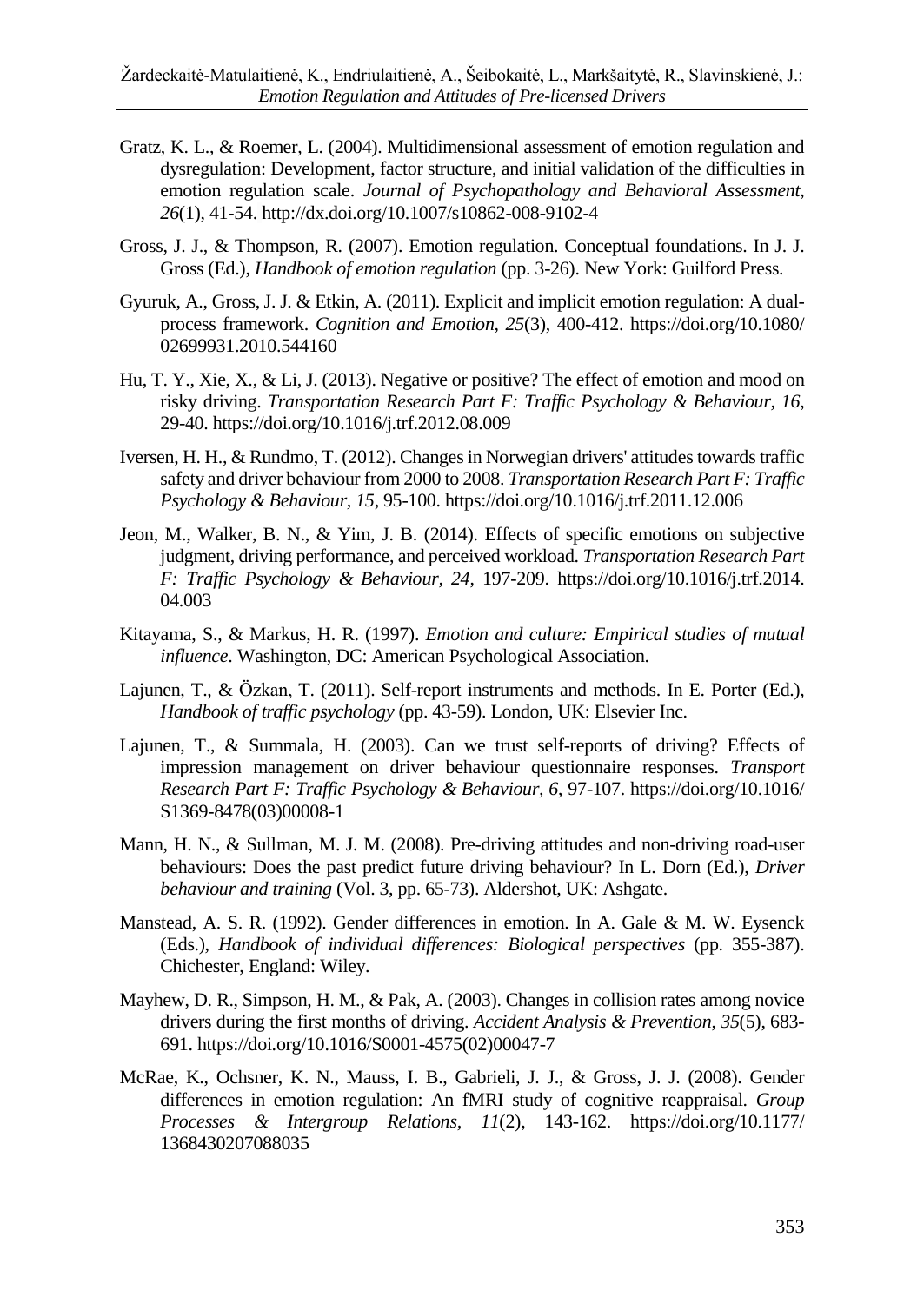Gratz, K. L., & Roemer, L. (2004). Multidimensional assessment of emotion regulation and dysregulation: Development, factor structure, and initial validation of the difficulties in emotion regulation scale. *Journal of Psychopathology and Behavioral Assessment*, *26*(1), 41-54. http://dx.doi.org/10.1007/s10862-008-9102-4

Gross, J. J., & Thompson, R. (2007). Emotion regulation. Conceptual foundations. In J. J. Gross (Ed.), *Handbook of emotion regulation* (pp. 3-26). New York: Guilford Press.

Gyuruk, A., Gross, J. J. & Etkin, A. (2011). Explicit and implicit emotion regulation: A dual-process framework. *Cognition and Emotion*, *25*(3), 400-412. https://doi.org/10.1080/02699931.2010.544160

Hu, T. Y., Xie, X., & Li, J. (2013). Negative or positive? The effect of emotion and mood on risky driving. *Transportation Research Part F: Traffic Psychology & Behaviour*, *16*, 29-40. https://doi.org/10.1016/j.trf.2012.08.009

Iversen, H. H., & Rundmo, T. (2012). Changes in Norwegian drivers' attitudes towards traffic safety and driver behaviour from 2000 to 2008. *Transportation Research Part F: Traffic Psychology & Behaviour*, *15*, 95-100. https://doi.org/10.1016/j.trf.2011.12.006

Jeon, M., Walker, B. N., & Yim, J. B. (2014). Effects of specific emotions on subjective judgment, driving performance, and perceived workload. *Transportation Research Part F: Traffic Psychology & Behaviour*, *24*, 197-209. https://doi.org/10.1016/j.trf.2014.04.003

Kitayama, S., & Markus, H. R. (1997). *Emotion and culture: Empirical studies of mutual influence*. Washington, DC: American Psychological Association.

Lajunen, T., & Özkan, T. (2011). Self-report instruments and methods. In E. Porter (Ed.), *Handbook of traffic psychology* (pp. 43-59). London, UK: Elsevier Inc.

Lajunen, T., & Summala, H. (2003). Can we trust self-reports of driving? Effects of impression management on driver behaviour questionnaire responses. *Transport Research Part F: Traffic Psychology & Behaviour*, *6*, 97-107. https://doi.org/10.1016/S1369-8478(03)00008-1

Mann, H. N., & Sullman, M. J. M. (2008). Pre-driving attitudes and non-driving road-user behaviours: Does the past predict future driving behaviour? In L. Dorn (Ed.), *Driver behaviour and training* (Vol. 3, pp. 65-73). Aldershot, UK: Ashgate.

Manstead, A. S. R. (1992). Gender differences in emotion. In A. Gale & M. W. Eysenck (Eds.), *Handbook of individual differences: Biological perspectives* (pp. 355-387). Chichester, England: Wiley.

Mayhew, D. R., Simpson, H. M., & Pak, A. (2003). Changes in collision rates among novice drivers during the first months of driving. *Accident Analysis & Prevention*, *35*(5), 683-691. https://doi.org/10.1016/S0001-4575(02)00047-7

McRae, K., Ochsner, K. N., Mauss, I. B., Gabrieli, J. J., & Gross, J. J. (2008). Gender differences in emotion regulation: An fMRI study of cognitive reappraisal. *Group Processes & Intergroup Relations*, *11*(2), 143-162. https://doi.org/10.1177/1368430207088035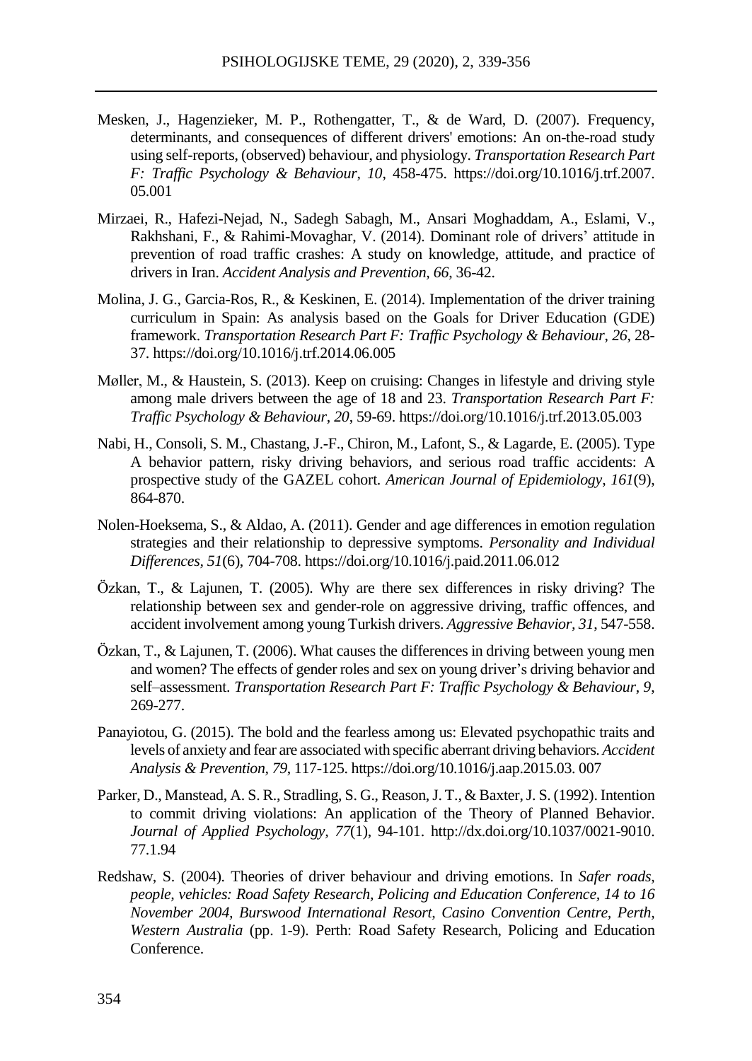Mesken, J., Hagenzieker, M. P., Rothengatter, T., & de Ward, D. (2007). Frequency, determinants, and consequences of different drivers' emotions: An on-the-road study using self-reports, (observed) behaviour, and physiology. *Transportation Research Part F: Traffic Psychology & Behaviour, 10*, 458-475. https://doi.org/10.1016/j.trf.2007.05.001

Mirzaei, R., Hafezi-Nejad, N., Sadegh Sabagh, M., Ansari Moghaddam, A., Eslami, V., Rakhshani, F., & Rahimi-Movaghar, V. (2014). Dominant role of drivers' attitude in prevention of road traffic crashes: A study on knowledge, attitude, and practice of drivers in Iran. *Accident Analysis and Prevention, 66*, 36-42.

Molina, J. G., Garcia-Ros, R., & Keskinen, E. (2014). Implementation of the driver training curriculum in Spain: As analysis based on the Goals for Driver Education (GDE) framework. *Transportation Research Part F: Traffic Psychology & Behaviour*, *26*, 28-37. https://doi.org/10.1016/j.trf.2014.06.005

Møller, M., & Haustein, S. (2013). Keep on cruising: Changes in lifestyle and driving style among male drivers between the age of 18 and 23. *Transportation Research Part F: Traffic Psychology & Behaviour*, *20*, 59-69. https://doi.org/10.1016/j.trf.2013.05.003

Nabi, H., Consoli, S. M., Chastang, J.-F., Chiron, M., Lafont, S., & Lagarde, E. (2005). Type A behavior pattern, risky driving behaviors, and serious road traffic accidents: A prospective study of the GAZEL cohort. *American Journal of Epidemiology*, *161*(9), 864-870.

Nolen-Hoeksema, S., & Aldao, A. (2011). Gender and age differences in emotion regulation strategies and their relationship to depressive symptoms. *Personality and Individual Differences, 51*(6), 704-708. https://doi.org/10.1016/j.paid.2011.06.012

Özkan, T., & Lajunen, T. (2005). Why are there sex differences in risky driving? The relationship between sex and gender-role on aggressive driving, traffic offences, and accident involvement among young Turkish drivers. *Aggressive Behavior, 31*, 547-558.

Özkan, T., & Lajunen, T. (2006). What causes the differences in driving between young men and women? The effects of gender roles and sex on young driver's driving behavior and self–assessment. *Transportation Research Part F: Traffic Psychology & Behaviour*, *9*, 269-277.

Panayiotou, G. (2015). The bold and the fearless among us: Elevated psychopathic traits and levels of anxiety and fear are associated with specific aberrant driving behaviors. *Accident Analysis & Prevention*, *79*, 117-125. https://doi.org/10.1016/j.aap.2015.03. 007

Parker, D., Manstead, A. S. R., Stradling, S. G., Reason, J. T., & Baxter, J. S. (1992). Intention to commit driving violations: An application of the Theory of Planned Behavior. *Journal of Applied Psychology, 77*(1), 94-101. http://dx.doi.org/10.1037/0021-9010.77.1.94

Redshaw, S. (2004). Theories of driver behaviour and driving emotions. In *Safer roads, people, vehicles: Road Safety Research, Policing and Education Conference, 14 to 16 November 2004, Burswood International Resort, Casino Convention Centre, Perth, Western Australia* (pp. 1-9). Perth: Road Safety Research, Policing and Education Conference.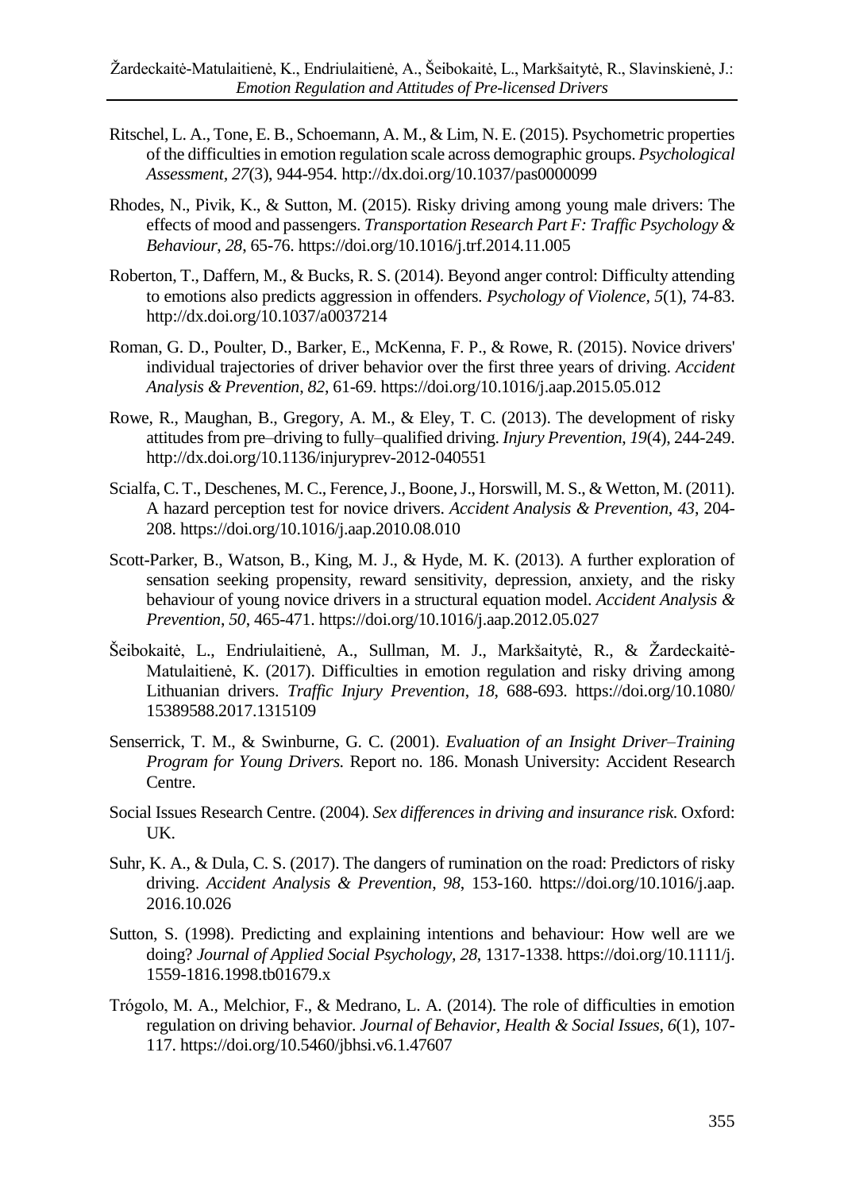Ritschel, L. A., Tone, E. B., Schoemann, A. M., & Lim, N. E. (2015). Psychometric properties of the difficulties in emotion regulation scale across demographic groups. *Psychological Assessment*, *27*(3), 944-954. http://dx.doi.org/10.1037/pas0000099

Rhodes, N., Pivik, K., & Sutton, M. (2015). Risky driving among young male drivers: The effects of mood and passengers. *Transportation Research Part F: Traffic Psychology & Behaviour*, *28*, 65-76. https://doi.org/10.1016/j.trf.2014.11.005

Roberton, T., Daffern, M., & Bucks, R. S. (2014). Beyond anger control: Difficulty attending to emotions also predicts aggression in offenders. *Psychology of Violence*, *5*(1), 74-83. http://dx.doi.org/10.1037/a0037214

Roman, G. D., Poulter, D., Barker, E., McKenna, F. P., & Rowe, R. (2015). Novice drivers' individual trajectories of driver behavior over the first three years of driving. *Accident Analysis & Prevention*, *82*, 61-69. https://doi.org/10.1016/j.aap.2015.05.012

Rowe, R., Maughan, B., Gregory, A. M., & Eley, T. C. (2013). The development of risky attitudes from pre–driving to fully–qualified driving. *Injury Prevention*, *19*(4), 244-249. http://dx.doi.org/10.1136/injuryprev-2012-040551

Scialfa, C. T., Deschenes, M. C., Ference, J., Boone, J., Horswill, M. S., & Wetton, M. (2011). A hazard perception test for novice drivers. *Accident Analysis & Prevention*, *43*, 204-208. https://doi.org/10.1016/j.aap.2010.08.010

Scott-Parker, B., Watson, B., King, M. J., & Hyde, M. K. (2013). A further exploration of sensation seeking propensity, reward sensitivity, depression, anxiety, and the risky behaviour of young novice drivers in a structural equation model. *Accident Analysis & Prevention*, *50*, 465-471. https://doi.org/10.1016/j.aap.2012.05.027

Šeibokaitė, L., Endriulaitienė, A., Sullman, M. J., Markšaitytė, R., & Žardeckaitė-Matulaitienė, K. (2017). Difficulties in emotion regulation and risky driving among Lithuanian drivers. *Traffic Injury Prevention*, *18*, 688-693. https://doi.org/10.1080/15389588.2017.1315109

Senserrick, T. M., & Swinburne, G. C. (2001). *Evaluation of an Insight Driver–Training Program for Young Drivers.* Report no. 186. Monash University: Accident Research Centre.

Social Issues Research Centre. (2004). *Sex differences in driving and insurance risk.* Oxford: UK.

Suhr, K. A., & Dula, C. S. (2017). The dangers of rumination on the road: Predictors of risky driving. *Accident Analysis & Prevention*, *98*, 153-160. https://doi.org/10.1016/j.aap.2016.10.026

Sutton, S. (1998). Predicting and explaining intentions and behaviour: How well are we doing? *Journal of Applied Social Psychology*, *28*, 1317-1338. https://doi.org/10.1111/j.1559-1816.1998.tb01679.x

Trógolo, M. A., Melchior, F., & Medrano, L. A. (2014). The role of difficulties in emotion regulation on driving behavior. *Journal of Behavior, Health & Social Issues*, *6*(1), 107-117. https://doi.org/10.5460/jbhsi.v6.1.47607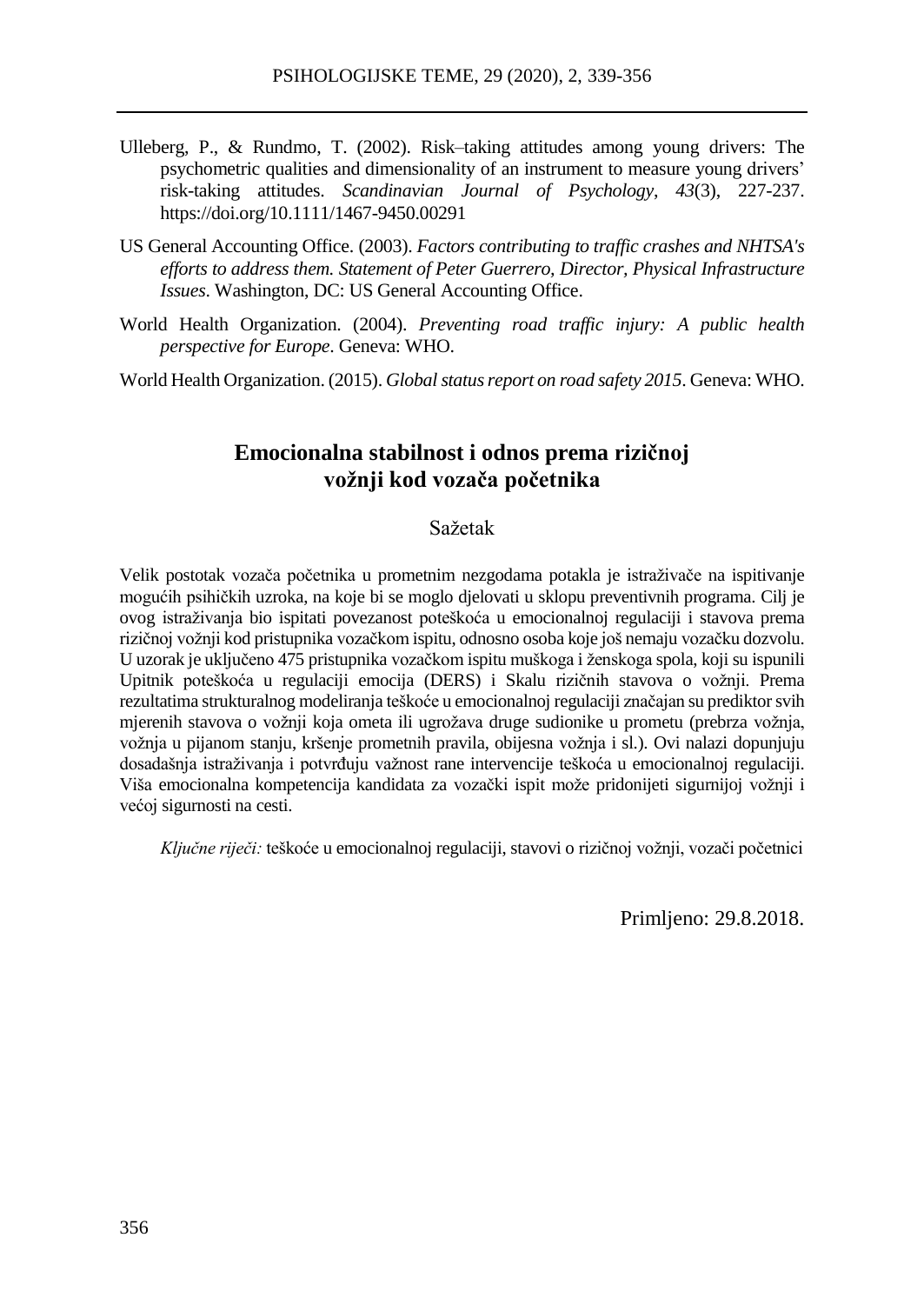Ulleberg, P., & Rundmo, T. (2002). Risk–taking attitudes among young drivers: The psychometric qualities and dimensionality of an instrument to measure young drivers' risk-taking attitudes. *Scandinavian Journal of Psychology*, *43*(3), 227-237. https://doi.org/10.1111/1467-9450.00291

US General Accounting Office. (2003). *Factors contributing to traffic crashes and NHTSA's efforts to address them. Statement of Peter Guerrero, Director, Physical Infrastructure Issues*. Washington, DC: US General Accounting Office.

World Health Organization. (2004). *Preventing road traffic injury: A public health perspective for Europe*. Geneva: WHO.

World Health Organization. (2015). *Global status report on road safety 2015*. Geneva: WHO.

## Emocionalna stabilnost i odnos prema rizičnoj vožnji kod vozača početnika

### Sažetak

Velik postotak vozača početnika u prometnim nezgodama potakla je istraživače na ispitivanje mogućih psihičkih uzroka, na koje bi se moglo djelovati u sklopu preventivnih programa. Cilj je ovog istraživanja bio ispitati povezanost poteškoća u emocionalnoj regulaciji i stavova prema rizičnoj vožnji kod pristupnika vozačkom ispitu, odnosno osoba koje još nemaju vozačku dozvolu. U uzorak je uključeno 475 pristupnika vozačkom ispitu muškoga i ženskoga spola, koji su ispunili Upitnik poteškoća u regulaciji emocija (DERS) i Skalu rizičnih stavova o vožnji. Prema rezultatima strukturalnog modeliranja teškoće u emocionalnoj regulaciji značajan su prediktor svih mjerenih stavova o vožnji koja ometa ili ugrožava druge sudionike u prometu (prebrza vožnja, vožnja u pijanom stanju, kršenje prometnih pravila, obijesna vožnja i sl.). Ovi nalazi dopunjuju dosadašnja istraživanja i potvrđuju važnost rane intervencije teškoća u emocionalnoj regulaciji. Viša emocionalna kompetencija kandidata za vozački ispit može pridonijeti sigurnijoj vožnji i većoj sigurnosti na cesti.

*Ključne riječi:* teškoće u emocionalnoj regulaciji, stavovi o rizičnoj vožnji, vozači početnici

Primljeno: 29.8.2018.